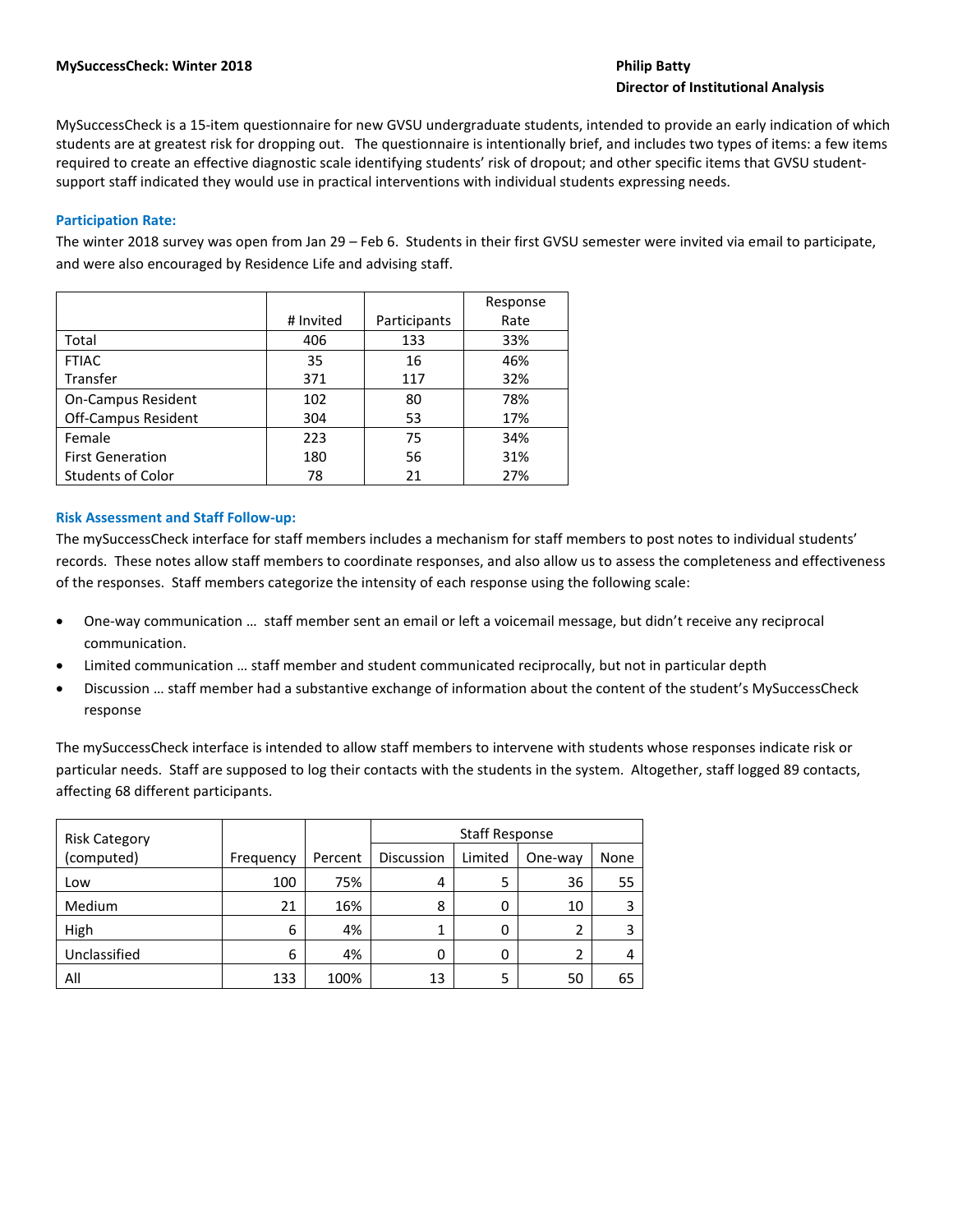**MySuccessCheck: Winter 2018**

**Philip Batty**
**Director of Institutional Analysis**

MySuccessCheck is a 15-item questionnaire for new GVSU undergraduate students, intended to provide an early indication of which students are at greatest risk for dropping out. The questionnaire is intentionally brief, and includes two types of items: a few items required to create an effective diagnostic scale identifying students' risk of dropout; and other specific items that GVSU student-support staff indicated they would use in practical interventions with individual students expressing needs.

### Participation Rate:

The winter 2018 survey was open from Jan 29 – Feb 6. Students in their first GVSU semester were invited via email to participate, and were also encouraged by Residence Life and advising staff.

| | # Invited | Participants | Response Rate |
|---|---|---|---|
| Total | 406 | 133 | 33% |
| FTIAC | 35 | 16 | 46% |
| Transfer | 371 | 117 | 32% |
| On-Campus Resident | 102 | 80 | 78% |
| Off-Campus Resident | 304 | 53 | 17% |
| Female | 223 | 75 | 34% |
| First Generation | 180 | 56 | 31% |
| Students of Color | 78 | 21 | 27% |

### Risk Assessment and Staff Follow-up:

The mySuccessCheck interface for staff members includes a mechanism for staff members to post notes to individual students' records. These notes allow staff members to coordinate responses, and also allow us to assess the completeness and effectiveness of the responses. Staff members categorize the intensity of each response using the following scale:

- One-way communication … staff member sent an email or left a voicemail message, but didn't receive any reciprocal communication.
- Limited communication … staff member and student communicated reciprocally, but not in particular depth
- Discussion … staff member had a substantive exchange of information about the content of the student's MySuccessCheck response

The mySuccessCheck interface is intended to allow staff members to intervene with students whose responses indicate risk or particular needs. Staff are supposed to log their contacts with the students in the system. Altogether, staff logged 89 contacts, affecting 68 different participants.

| Risk Category (computed) | Frequency | Percent | Staff Response | | | |
|---|---|---|---|---|---|---|
| | | | Discussion | Limited | One-way | None |
| Low | 100 | 75% | 4 | 5 | 36 | 55 |
| Medium | 21 | 16% | 8 | 0 | 10 | 3 |
| High | 6 | 4% | 1 | 0 | 2 | 3 |
| Unclassified | 6 | 4% | 0 | 0 | 2 | 4 |
| All | 133 | 100% | 13 | 5 | 50 | 65 |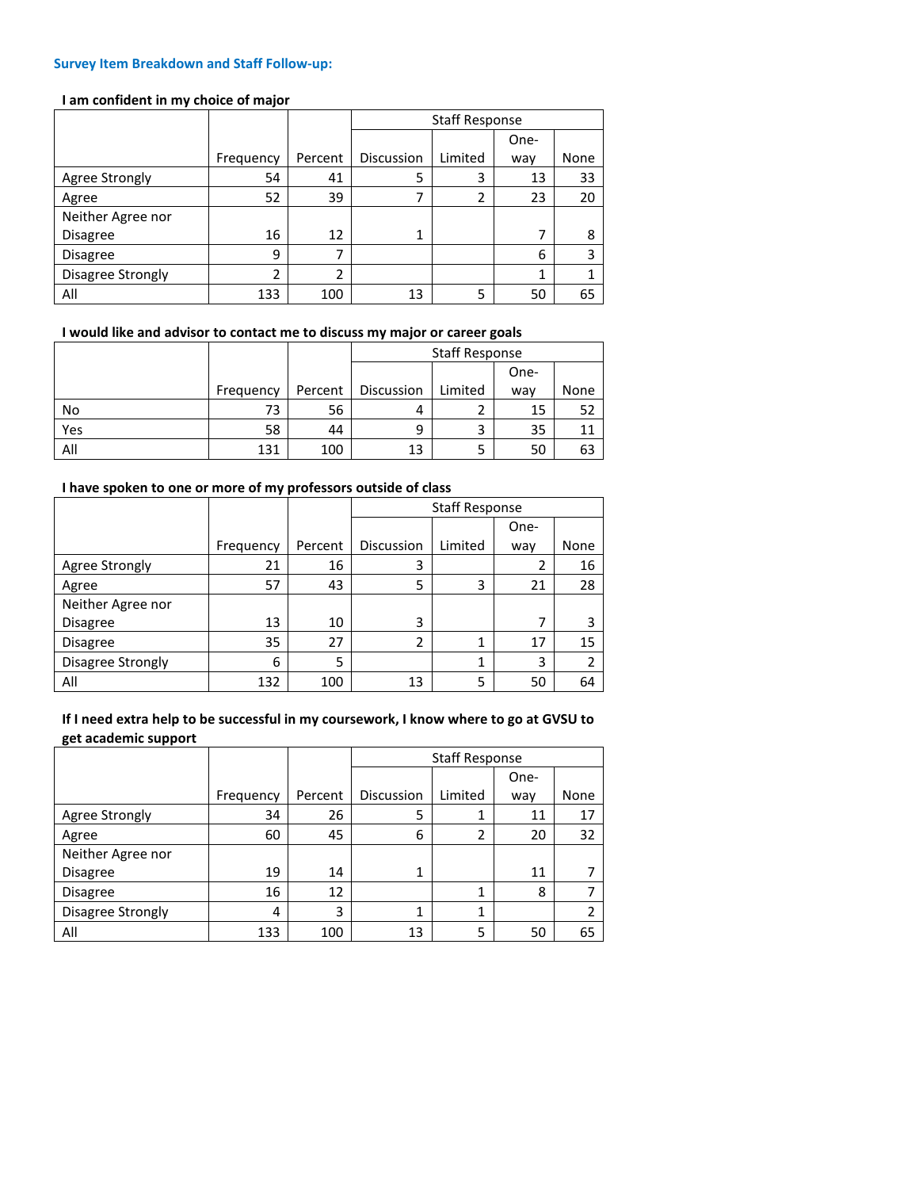### Survey Item Breakdown and Staff Follow-up:

**I am confident in my choice of major**

| | Frequency | Percent | Staff Response | | | |
|---|---|---|---|---|---|---|
| | | | Discussion | Limited | One-way | None |
| Agree Strongly | 54 | 41 | 5 | 3 | 13 | 33 |
| Agree | 52 | 39 | 7 | 2 | 23 | 20 |
| Neither Agree nor Disagree | 16 | 12 | 1 | | 7 | 8 |
| Disagree | 9 | 7 | | | 6 | 3 |
| Disagree Strongly | 2 | 2 | | | 1 | 1 |
| All | 133 | 100 | 13 | 5 | 50 | 65 |

**I would like and advisor to contact me to discuss my major or career goals**

| | Frequency | Percent | Staff Response | | | |
|---|---|---|---|---|---|---|
| | | | Discussion | Limited | One-way | None |
| No | 73 | 56 | 4 | 2 | 15 | 52 |
| Yes | 58 | 44 | 9 | 3 | 35 | 11 |
| All | 131 | 100 | 13 | 5 | 50 | 63 |

**I have spoken to one or more of my professors outside of class**

| | Frequency | Percent | Staff Response | | | |
|---|---|---|---|---|---|---|
| | | | Discussion | Limited | One-way | None |
| Agree Strongly | 21 | 16 | 3 | | 2 | 16 |
| Agree | 57 | 43 | 5 | 3 | 21 | 28 |
| Neither Agree nor Disagree | 13 | 10 | 3 | | 7 | 3 |
| Disagree | 35 | 27 | 2 | 1 | 17 | 15 |
| Disagree Strongly | 6 | 5 | | 1 | 3 | 2 |
| All | 132 | 100 | 13 | 5 | 50 | 64 |

**If I need extra help to be successful in my coursework, I know where to go at GVSU to get academic support**

| | Frequency | Percent | Staff Response | | | |
|---|---|---|---|---|---|---|
| | | | Discussion | Limited | One-way | None |
| Agree Strongly | 34 | 26 | 5 | 1 | 11 | 17 |
| Agree | 60 | 45 | 6 | 2 | 20 | 32 |
| Neither Agree nor Disagree | 19 | 14 | 1 | | 11 | 7 |
| Disagree | 16 | 12 | | 1 | 8 | 7 |
| Disagree Strongly | 4 | 3 | 1 | 1 | | 2 |
| All | 133 | 100 | 13 | 5 | 50 | 65 |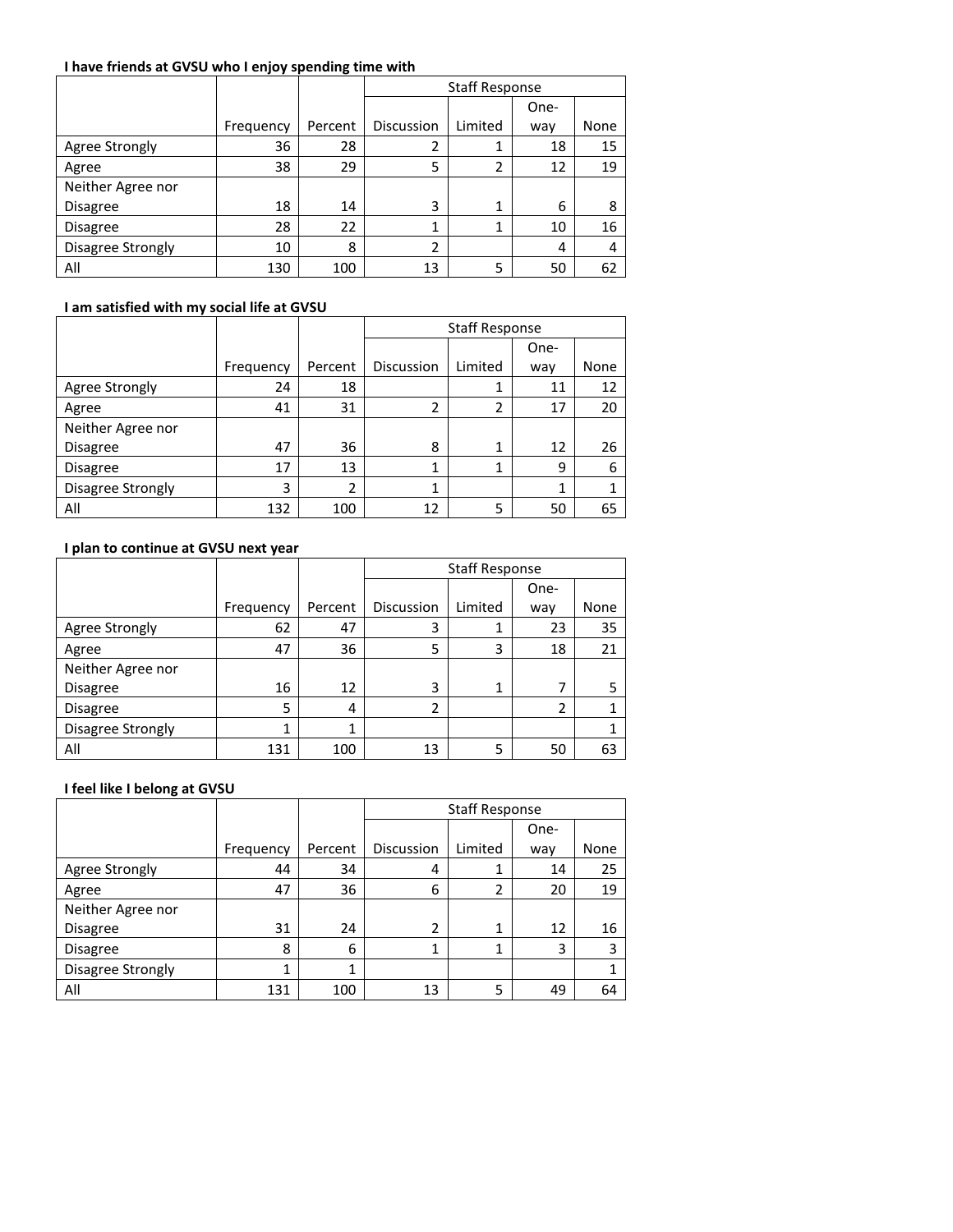**I have friends at GVSU who I enjoy spending time with**

| | | | Staff Response | | | |
|---|---|---|---|---|---|---|
| | Frequency | Percent | Discussion | Limited | One-way | None |
| Agree Strongly | 36 | 28 | 2 | 1 | 18 | 15 |
| Agree | 38 | 29 | 5 | 2 | 12 | 19 |
| Neither Agree nor Disagree | 18 | 14 | 3 | 1 | 6 | 8 |
| Disagree | 28 | 22 | 1 | 1 | 10 | 16 |
| Disagree Strongly | 10 | 8 | 2 | | 4 | 4 |
| All | 130 | 100 | 13 | 5 | 50 | 62 |

**I am satisfied with my social life at GVSU**

| | | | Staff Response | | | |
|---|---|---|---|---|---|---|
| | Frequency | Percent | Discussion | Limited | One-way | None |
| Agree Strongly | 24 | 18 | | 1 | 11 | 12 |
| Agree | 41 | 31 | 2 | 2 | 17 | 20 |
| Neither Agree nor Disagree | 47 | 36 | 8 | 1 | 12 | 26 |
| Disagree | 17 | 13 | 1 | 1 | 9 | 6 |
| Disagree Strongly | 3 | 2 | 1 | | 1 | 1 |
| All | 132 | 100 | 12 | 5 | 50 | 65 |

**I plan to continue at GVSU next year**

| | | | Staff Response | | | |
|---|---|---|---|---|---|---|
| | Frequency | Percent | Discussion | Limited | One-way | None |
| Agree Strongly | 62 | 47 | 3 | 1 | 23 | 35 |
| Agree | 47 | 36 | 5 | 3 | 18 | 21 |
| Neither Agree nor Disagree | 16 | 12 | 3 | 1 | 7 | 5 |
| Disagree | 5 | 4 | 2 | | 2 | 1 |
| Disagree Strongly | 1 | 1 | | | | 1 |
| All | 131 | 100 | 13 | 5 | 50 | 63 |

**I feel like I belong at GVSU**

| | | | Staff Response | | | |
|---|---|---|---|---|---|---|
| | Frequency | Percent | Discussion | Limited | One-way | None |
| Agree Strongly | 44 | 34 | 4 | 1 | 14 | 25 |
| Agree | 47 | 36 | 6 | 2 | 20 | 19 |
| Neither Agree nor Disagree | 31 | 24 | 2 | 1 | 12 | 16 |
| Disagree | 8 | 6 | 1 | 1 | 3 | 3 |
| Disagree Strongly | 1 | 1 | | | | 1 |
| All | 131 | 100 | 13 | 5 | 49 | 64 |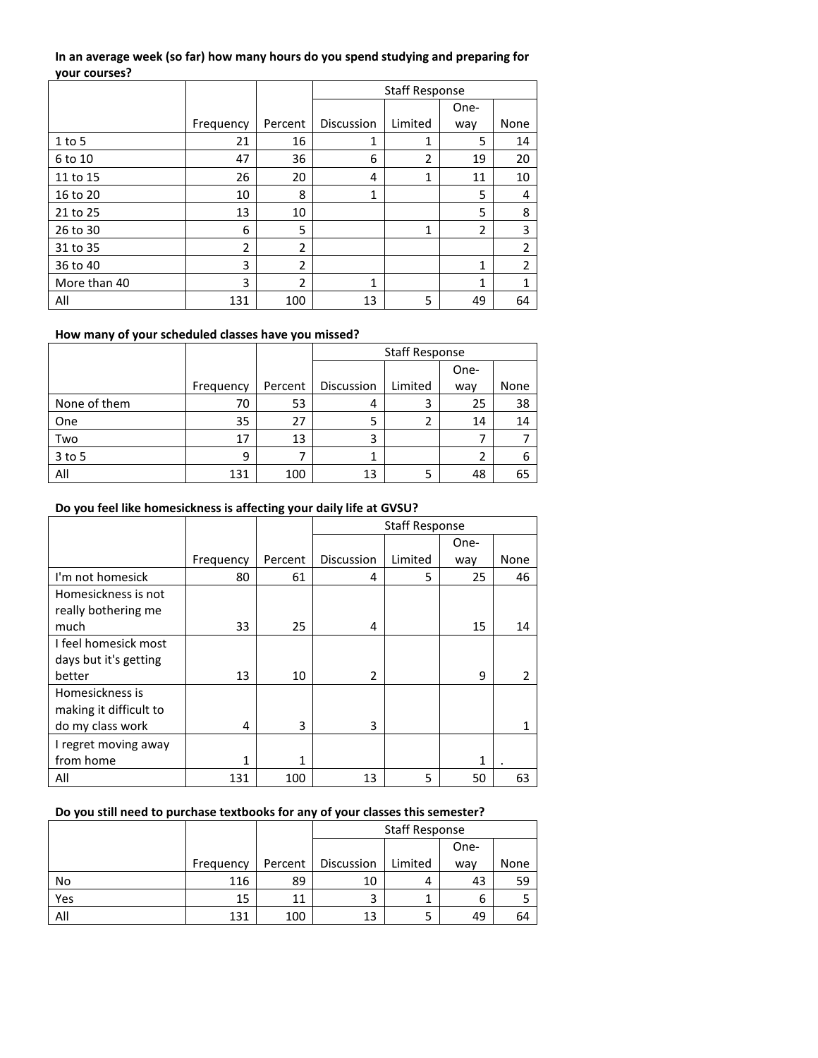**In an average week (so far) how many hours do you spend studying and preparing for your courses?**

| | | | Staff Response | | | |
|---|---|---|---|---|---|---|
| | Frequency | Percent | Discussion | Limited | One-way | None |
| 1 to 5 | 21 | 16 | 1 | 1 | 5 | 14 |
| 6 to 10 | 47 | 36 | 6 | 2 | 19 | 20 |
| 11 to 15 | 26 | 20 | 4 | 1 | 11 | 10 |
| 16 to 20 | 10 | 8 | 1 | | 5 | 4 |
| 21 to 25 | 13 | 10 | | | 5 | 8 |
| 26 to 30 | 6 | 5 | | 1 | 2 | 3 |
| 31 to 35 | 2 | 2 | | | | 2 |
| 36 to 40 | 3 | 2 | | | 1 | 2 |
| More than 40 | 3 | 2 | 1 | | 1 | 1 |
| All | 131 | 100 | 13 | 5 | 49 | 64 |

**How many of your scheduled classes have you missed?**

| | | | Staff Response | | | |
|---|---|---|---|---|---|---|
| | Frequency | Percent | Discussion | Limited | One-way | None |
| None of them | 70 | 53 | 4 | 3 | 25 | 38 |
| One | 35 | 27 | 5 | 2 | 14 | 14 |
| Two | 17 | 13 | 3 | | 7 | 7 |
| 3 to 5 | 9 | 7 | 1 | | 2 | 6 |
| All | 131 | 100 | 13 | 5 | 48 | 65 |

**Do you feel like homesickness is affecting your daily life at GVSU?**

| | | | Staff Response | | | |
|---|---|---|---|---|---|---|
| | Frequency | Percent | Discussion | Limited | One-way | None |
| I'm not homesick | 80 | 61 | 4 | 5 | 25 | 46 |
| Homesickness is not really bothering me much | 33 | 25 | 4 | | 15 | 14 |
| I feel homesick most days but it's getting better | 13 | 10 | 2 | | 9 | 2 |
| Homesickness is making it difficult to do my class work | 4 | 3 | 3 | | | 1 |
| I regret moving away from home | 1 | 1 | | | 1 | . |
| All | 131 | 100 | 13 | 5 | 50 | 63 |

**Do you still need to purchase textbooks for any of your classes this semester?**

| | | | Staff Response | | | |
|---|---|---|---|---|---|---|
| | Frequency | Percent | Discussion | Limited | One-way | None |
| No | 116 | 89 | 10 | 4 | 43 | 59 |
| Yes | 15 | 11 | 3 | 1 | 6 | 5 |
| All | 131 | 100 | 13 | 5 | 49 | 64 |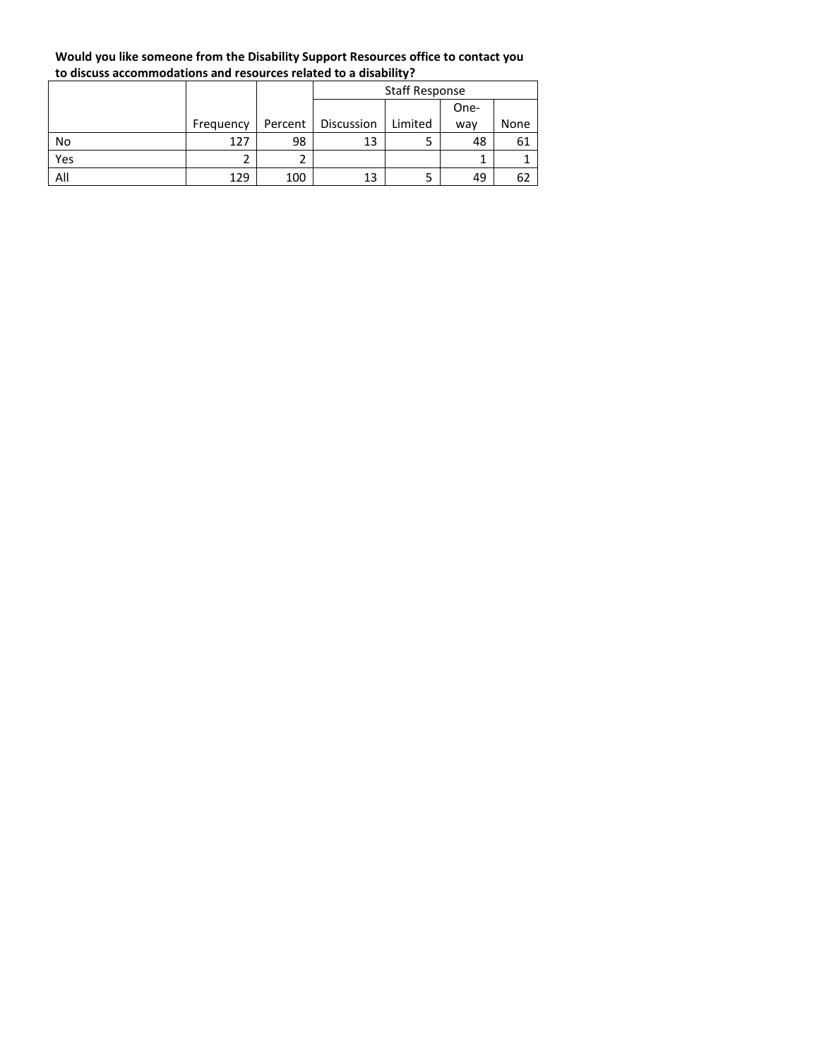**Would you like someone from the Disability Support Resources office to contact you to discuss accommodations and resources related to a disability?**

| | | | Staff Response | | | |
|---|---|---|---|---|---|---|
| | Frequency | Percent | Discussion | Limited | One-way | None |
| No | 127 | 98 | 13 | 5 | 48 | 61 |
| Yes | 2 | 2 | | | 1 | 1 |
| All | 129 | 100 | 13 | 5 | 49 | 62 |